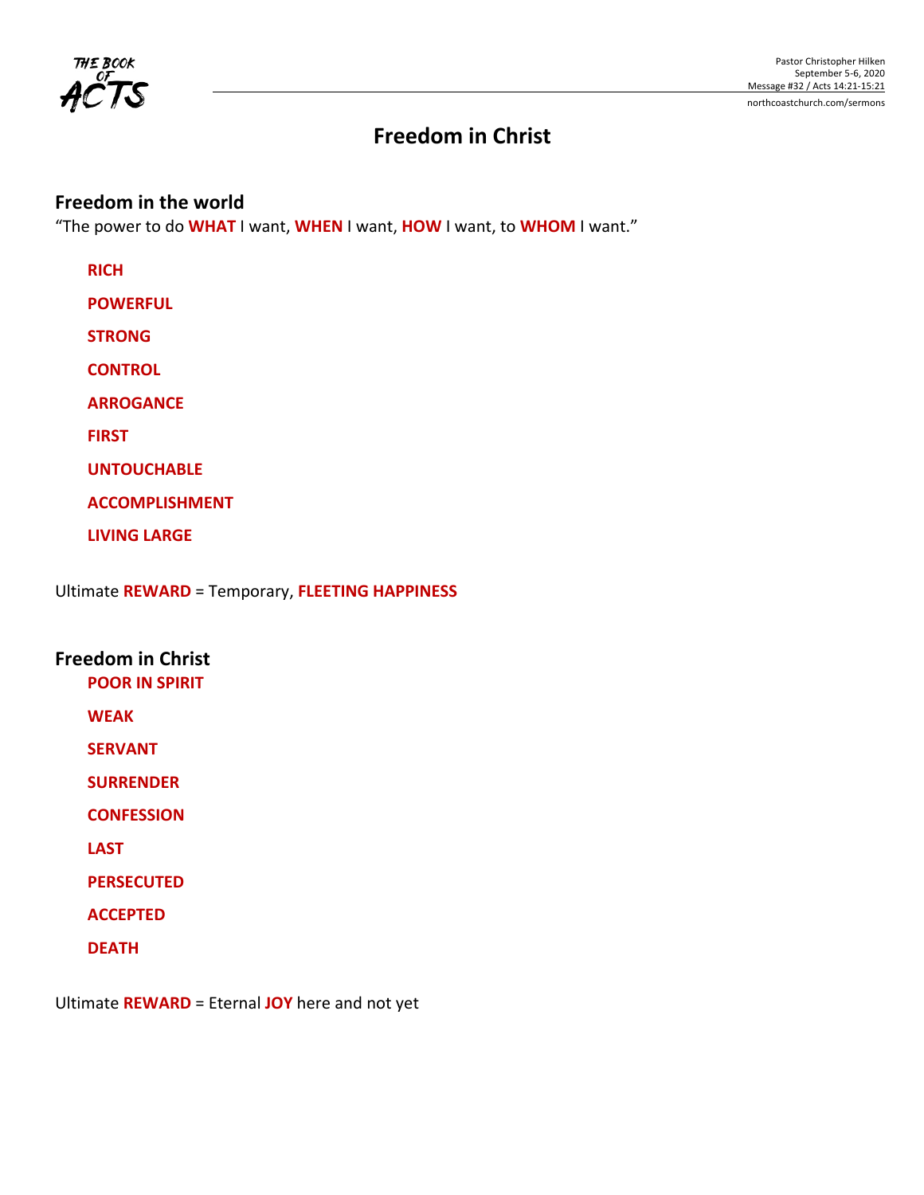Pastor Christopher Hilken
September 5-6, 2020
Message #32 / Acts 14:21-15:21
northcoastchurch.com/sermons

# Freedom in Christ

## Freedom in the world

"The power to do **WHAT** I want, **WHEN** I want, **HOW** I want, to **WHOM** I want."

- **RICH**
- **POWERFUL**
- **STRONG**
- **CONTROL**
- **ARROGANCE**
- **FIRST**
- **UNTOUCHABLE**
- **ACCOMPLISHMENT**
- **LIVING LARGE**

Ultimate **REWARD** = Temporary, **FLEETING HAPPINESS**

## Freedom in Christ

- **POOR IN SPIRIT**
- **WEAK**
- **SERVANT**
- **SURRENDER**
- **CONFESSION**
- **LAST**
- **PERSECUTED**
- **ACCEPTED**
- **DEATH**

Ultimate **REWARD** = Eternal **JOY** here and not yet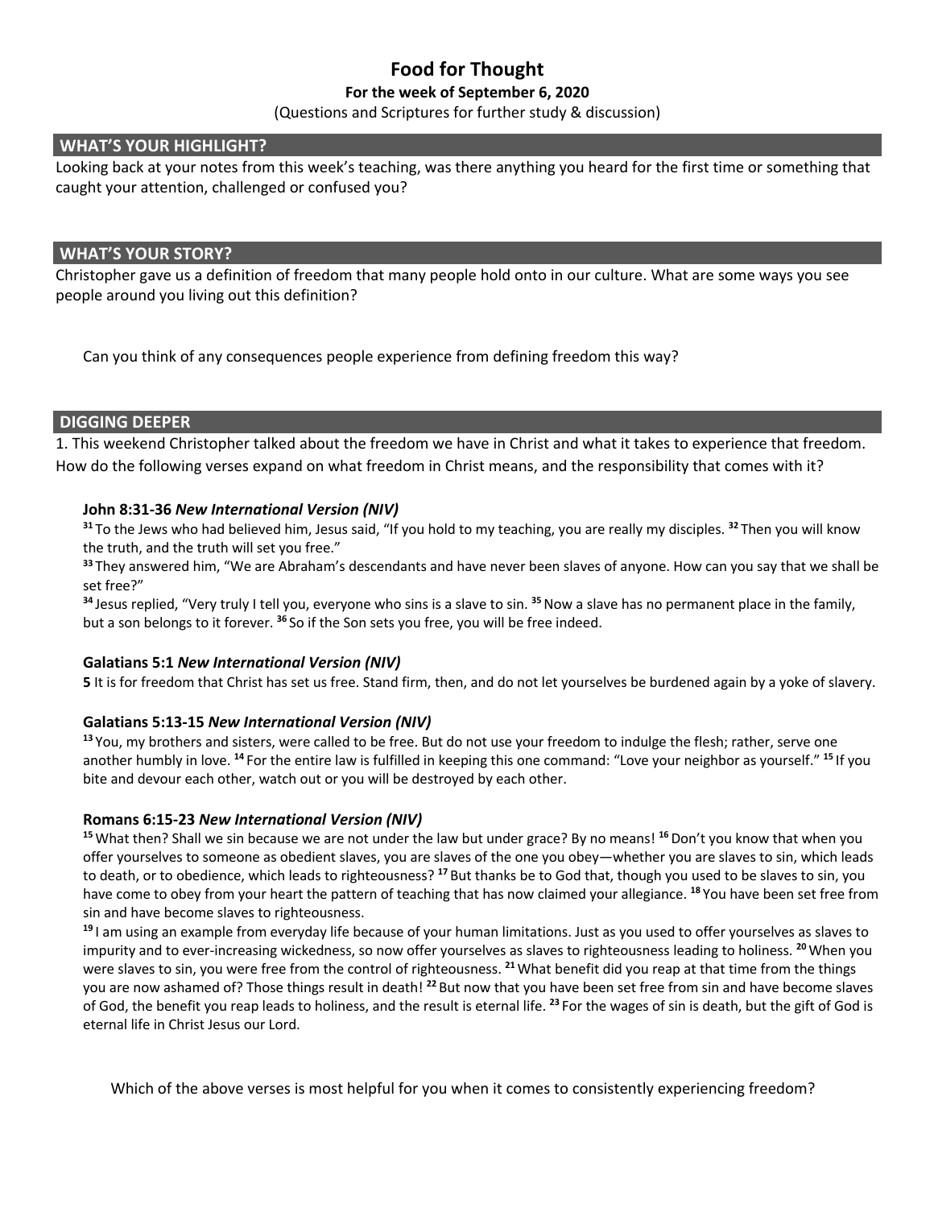# Food for Thought

**For the week of September 6, 2020**

(Questions and Scriptures for further study & discussion)

## WHAT'S YOUR HIGHLIGHT?

Looking back at your notes from this week's teaching, was there anything you heard for the first time or something that caught your attention, challenged or confused you?

## WHAT'S YOUR STORY?

Christopher gave us a definition of freedom that many people hold onto in our culture. What are some ways you see people around you living out this definition?

Can you think of any consequences people experience from defining freedom this way?

## DIGGING DEEPER

1. This weekend Christopher talked about the freedom we have in Christ and what it takes to experience that freedom. How do the following verses expand on what freedom in Christ means, and the responsibility that comes with it?

**John 8:31-36** ***New International Version (NIV)***

[31] To the Jews who had believed him, Jesus said, "If you hold to my teaching, you are really my disciples. [32] Then you will know the truth, and the truth will set you free."

[33] They answered him, "We are Abraham's descendants and have never been slaves of anyone. How can you say that we shall be set free?"

[34] Jesus replied, "Very truly I tell you, everyone who sins is a slave to sin. [35] Now a slave has no permanent place in the family, but a son belongs to it forever. [36] So if the Son sets you free, you will be free indeed.

**Galatians 5:1** ***New International Version (NIV)***

**5** It is for freedom that Christ has set us free. Stand firm, then, and do not let yourselves be burdened again by a yoke of slavery.

**Galatians 5:13-15** ***New International Version (NIV)***

[13] You, my brothers and sisters, were called to be free. But do not use your freedom to indulge the flesh; rather, serve one another humbly in love. [14] For the entire law is fulfilled in keeping this one command: "Love your neighbor as yourself." [15] If you bite and devour each other, watch out or you will be destroyed by each other.

**Romans 6:15-23** ***New International Version (NIV)***

[15] What then? Shall we sin because we are not under the law but under grace? By no means! [16] Don't you know that when you offer yourselves to someone as obedient slaves, you are slaves of the one you obey—whether you are slaves to sin, which leads to death, or to obedience, which leads to righteousness? [17] But thanks be to God that, though you used to be slaves to sin, you have come to obey from your heart the pattern of teaching that has now claimed your allegiance. [18] You have been set free from sin and have become slaves to righteousness.

[19] I am using an example from everyday life because of your human limitations. Just as you used to offer yourselves as slaves to impurity and to ever-increasing wickedness, so now offer yourselves as slaves to righteousness leading to holiness. [20] When you were slaves to sin, you were free from the control of righteousness. [21] What benefit did you reap at that time from the things you are now ashamed of? Those things result in death! [22] But now that you have been set free from sin and have become slaves of God, the benefit you reap leads to holiness, and the result is eternal life. [23] For the wages of sin is death, but the gift of God is eternal life in Christ Jesus our Lord.

Which of the above verses is most helpful for you when it comes to consistently experiencing freedom?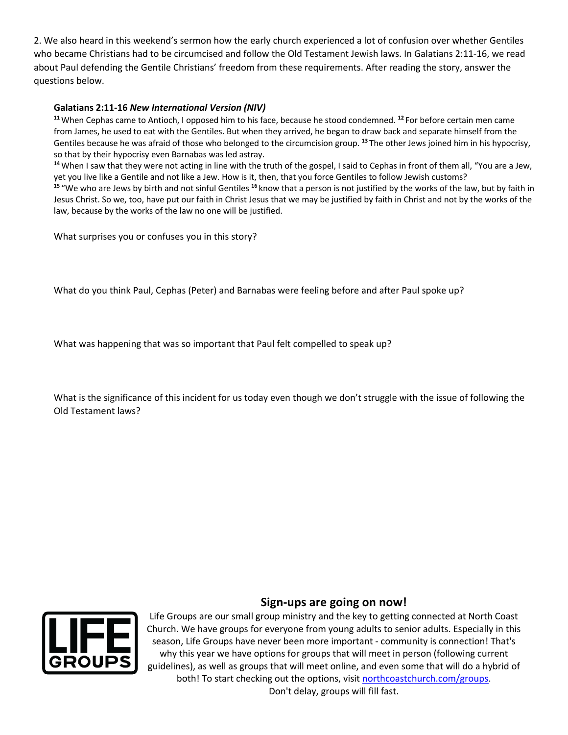2. We also heard in this weekend's sermon how the early church experienced a lot of confusion over whether Gentiles who became Christians had to be circumcised and follow the Old Testament Jewish laws. In Galatians 2:11-16, we read about Paul defending the Gentile Christians' freedom from these requirements. After reading the story, answer the questions below.

**Galatians 2:11-16 *New International Version (NIV)***

[11] When Cephas came to Antioch, I opposed him to his face, because he stood condemned. [12] For before certain men came from James, he used to eat with the Gentiles. But when they arrived, he began to draw back and separate himself from the Gentiles because he was afraid of those who belonged to the circumcision group. [13] The other Jews joined him in his hypocrisy, so that by their hypocrisy even Barnabas was led astray.

[14] When I saw that they were not acting in line with the truth of the gospel, I said to Cephas in front of them all, "You are a Jew, yet you live like a Gentile and not like a Jew. How is it, then, that you force Gentiles to follow Jewish customs?

[15] "We who are Jews by birth and not sinful Gentiles [16] know that a person is not justified by the works of the law, but by faith in Jesus Christ. So we, too, have put our faith in Christ Jesus that we may be justified by faith in Christ and not by the works of the law, because by the works of the law no one will be justified.

What surprises you or confuses you in this story?

What do you think Paul, Cephas (Peter) and Barnabas were feeling before and after Paul spoke up?

What was happening that was so important that Paul felt compelled to speak up?

What is the significance of this incident for us today even though we don't struggle with the issue of following the Old Testament laws?

LIFE GROUPS

## Sign-ups are going on now!

Life Groups are our small group ministry and the key to getting connected at North Coast Church. We have groups for everyone from young adults to senior adults. Especially in this season, Life Groups have never been more important - community is connection! That's why this year we have options for groups that will meet in person (following current guidelines), as well as groups that will meet online, and even some that will do a hybrid of both! To start checking out the options, visit [northcoastchurch.com/groups](northcoastchurch.com/groups).
Don't delay, groups will fill fast.